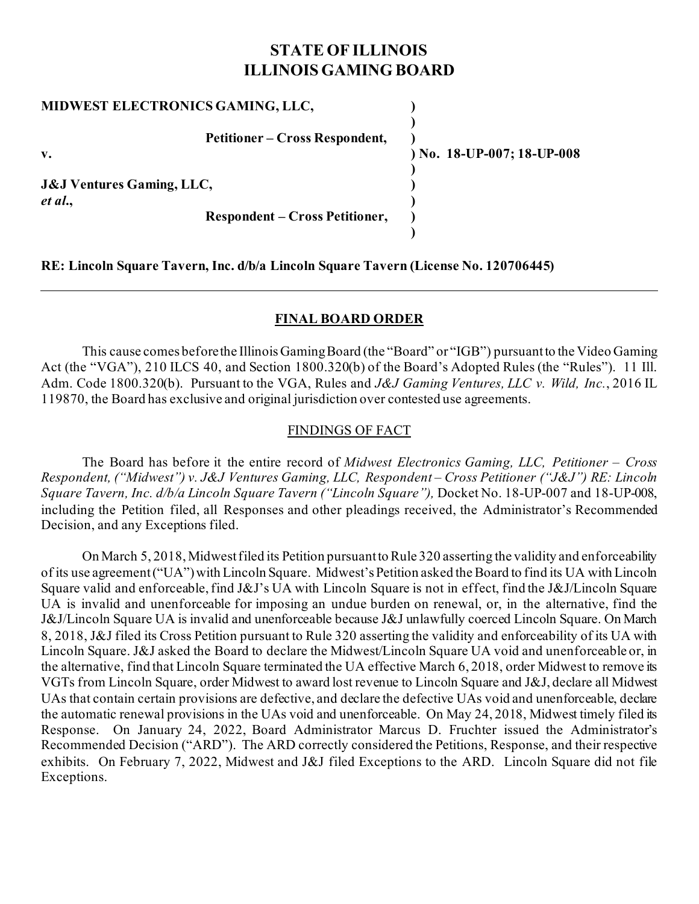# STATE OF ILLINOIS
# ILLINOIS GAMING BOARD

**MIDWEST ELECTRONICS GAMING, LLC,**

**Petitioner – Cross Respondent,**

**v.** **No. 18-UP-007; 18-UP-008**

**J&J Ventures Gaming, LLC,**
***et al.*,**

**Respondent – Cross Petitioner,**

**RE: Lincoln Square Tavern, Inc. d/b/a Lincoln Square Tavern (License No. 120706445)**

---

## FINAL BOARD ORDER

This cause comes before the Illinois Gaming Board (the "Board" or "IGB") pursuant to the Video Gaming Act (the "VGA"), 210 ILCS 40, and Section 1800.320(b) of the Board's Adopted Rules (the "Rules"). 11 Ill. Adm. Code 1800.320(b). Pursuant to the VGA, Rules and *J&J Gaming Ventures, LLC v. Wild, Inc.*, 2016 IL 119870, the Board has exclusive and original jurisdiction over contested use agreements.

### FINDINGS OF FACT

The Board has before it the entire record of *Midwest Electronics Gaming, LLC, Petitioner – Cross Respondent, ("Midwest") v. J&J Ventures Gaming, LLC, Respondent – Cross Petitioner ("J&J") RE: Lincoln Square Tavern, Inc. d/b/a Lincoln Square Tavern ("Lincoln Square"),* Docket No. 18-UP-007 and 18-UP-008, including the Petition filed, all Responses and other pleadings received, the Administrator's Recommended Decision, and any Exceptions filed.

On March 5, 2018, Midwest filed its Petition pursuant to Rule 320 asserting the validity and enforceability of its use agreement ("UA") with Lincoln Square. Midwest's Petition asked the Board to find its UA with Lincoln Square valid and enforceable, find J&J's UA with Lincoln Square is not in effect, find the J&J/Lincoln Square UA is invalid and unenforceable for imposing an undue burden on renewal, or, in the alternative, find the J&J/Lincoln Square UA is invalid and unenforceable because J&J unlawfully coerced Lincoln Square. On March 8, 2018, J&J filed its Cross Petition pursuant to Rule 320 asserting the validity and enforceability of its UA with Lincoln Square. J&J asked the Board to declare the Midwest/Lincoln Square UA void and unenforceable or, in the alternative, find that Lincoln Square terminated the UA effective March 6, 2018, order Midwest to remove its VGTs from Lincoln Square, order Midwest to award lost revenue to Lincoln Square and J&J, declare all Midwest UAs that contain certain provisions are defective, and declare the defective UAs void and unenforceable, declare the automatic renewal provisions in the UAs void and unenforceable. On May 24, 2018, Midwest timely filed its Response. On January 24, 2022, Board Administrator Marcus D. Fruchter issued the Administrator's Recommended Decision ("ARD"). The ARD correctly considered the Petitions, Response, and their respective exhibits. On February 7, 2022, Midwest and J&J filed Exceptions to the ARD. Lincoln Square did not file Exceptions.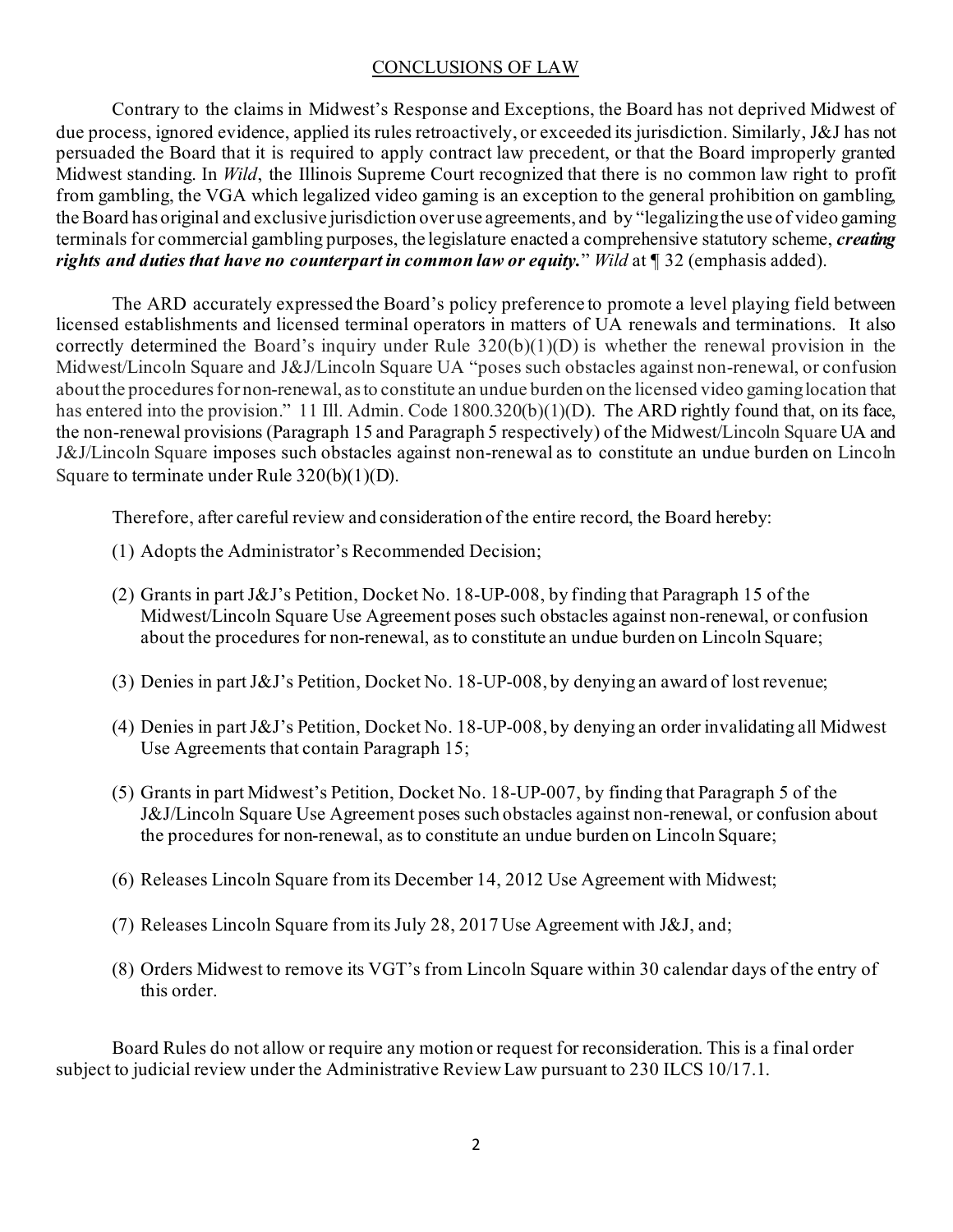## CONCLUSIONS OF LAW

Contrary to the claims in Midwest's Response and Exceptions, the Board has not deprived Midwest of due process, ignored evidence, applied its rules retroactively, or exceeded its jurisdiction. Similarly, J&J has not persuaded the Board that it is required to apply contract law precedent, or that the Board improperly granted Midwest standing. In *Wild*, the Illinois Supreme Court recognized that there is no common law right to profit from gambling, the VGA which legalized video gaming is an exception to the general prohibition on gambling, the Board has original and exclusive jurisdiction over use agreements, and by "legalizing the use of video gaming terminals for commercial gambling purposes, the legislature enacted a comprehensive statutory scheme, ***creating rights and duties that have no counterpart in common law or equity.***" *Wild* at ¶ 32 (emphasis added).

The ARD accurately expressed the Board's policy preference to promote a level playing field between licensed establishments and licensed terminal operators in matters of UA renewals and terminations. It also correctly determined the Board's inquiry under Rule 320(b)(1)(D) is whether the renewal provision in the Midwest/Lincoln Square and J&J/Lincoln Square UA "poses such obstacles against non-renewal, or confusion about the procedures for non-renewal, as to constitute an undue burden on the licensed video gaming location that has entered into the provision." 11 Ill. Admin. Code 1800.320(b)(1)(D). The ARD rightly found that, on its face, the non-renewal provisions (Paragraph 15 and Paragraph 5 respectively) of the Midwest/Lincoln Square UA and J&J/Lincoln Square imposes such obstacles against non-renewal as to constitute an undue burden on Lincoln Square to terminate under Rule 320(b)(1)(D).

Therefore, after careful review and consideration of the entire record, the Board hereby:

(1) Adopts the Administrator's Recommended Decision;

(2) Grants in part J&J's Petition, Docket No. 18-UP-008, by finding that Paragraph 15 of the Midwest/Lincoln Square Use Agreement poses such obstacles against non-renewal, or confusion about the procedures for non-renewal, as to constitute an undue burden on Lincoln Square;

(3) Denies in part J&J's Petition, Docket No. 18-UP-008, by denying an award of lost revenue;

(4) Denies in part J&J's Petition, Docket No. 18-UP-008, by denying an order invalidating all Midwest Use Agreements that contain Paragraph 15;

(5) Grants in part Midwest's Petition, Docket No. 18-UP-007, by finding that Paragraph 5 of the J&J/Lincoln Square Use Agreement poses such obstacles against non-renewal, or confusion about the procedures for non-renewal, as to constitute an undue burden on Lincoln Square;

(6) Releases Lincoln Square from its December 14, 2012 Use Agreement with Midwest;

(7) Releases Lincoln Square from its July 28, 2017 Use Agreement with J&J, and;

(8) Orders Midwest to remove its VGT's from Lincoln Square within 30 calendar days of the entry of this order.

Board Rules do not allow or require any motion or request for reconsideration. This is a final order subject to judicial review under the Administrative Review Law pursuant to 230 ILCS 10/17.1.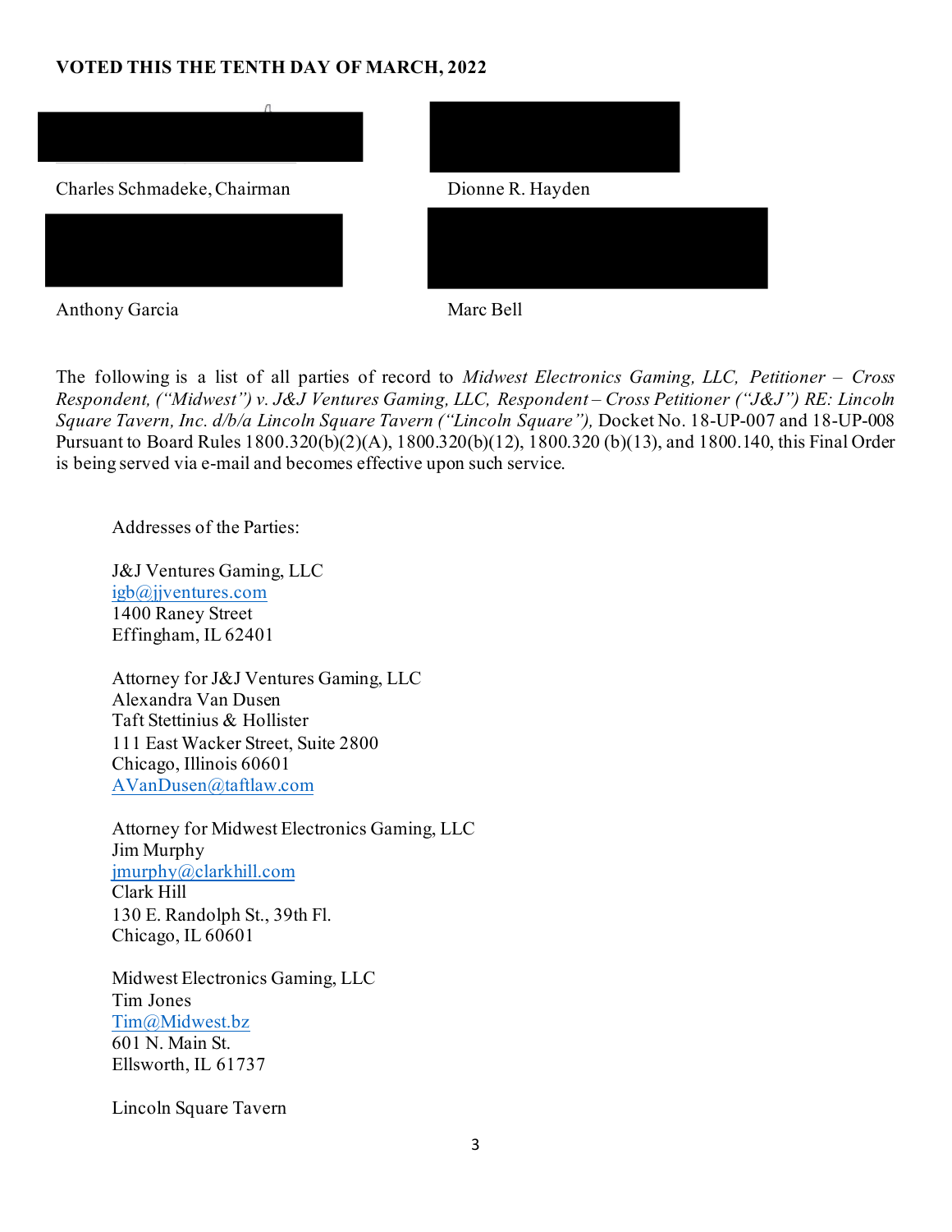**VOTED THIS THE TENTH DAY OF MARCH, 2022**

Charles Schmadeke, Chairman

Dionne R. Hayden

Anthony Garcia

Marc Bell

The following is a list of all parties of record to *Midwest Electronics Gaming, LLC, Petitioner – Cross Respondent, ("Midwest") v. J&J Ventures Gaming, LLC, Respondent – Cross Petitioner ("J&J") RE: Lincoln Square Tavern, Inc. d/b/a Lincoln Square Tavern ("Lincoln Square"),* Docket No. 18-UP-007 and 18-UP-008 Pursuant to Board Rules 1800.320(b)(2)(A), 1800.320(b)(12), 1800.320 (b)(13), and 1800.140, this Final Order is being served via e-mail and becomes effective upon such service.

Addresses of the Parties:

J&J Ventures Gaming, LLC
igb@jjventures.com
1400 Raney Street
Effingham, IL 62401

Attorney for J&J Ventures Gaming, LLC
Alexandra Van Dusen
Taft Stettinius & Hollister
111 East Wacker Street, Suite 2800
Chicago, Illinois 60601
AVanDusen@taftlaw.com

Attorney for Midwest Electronics Gaming, LLC
Jim Murphy
jmurphy@clarkhill.com
Clark Hill
130 E. Randolph St., 39th Fl.
Chicago, IL 60601

Midwest Electronics Gaming, LLC
Tim Jones
Tim@Midwest.bz
601 N. Main St.
Ellsworth, IL 61737

Lincoln Square Tavern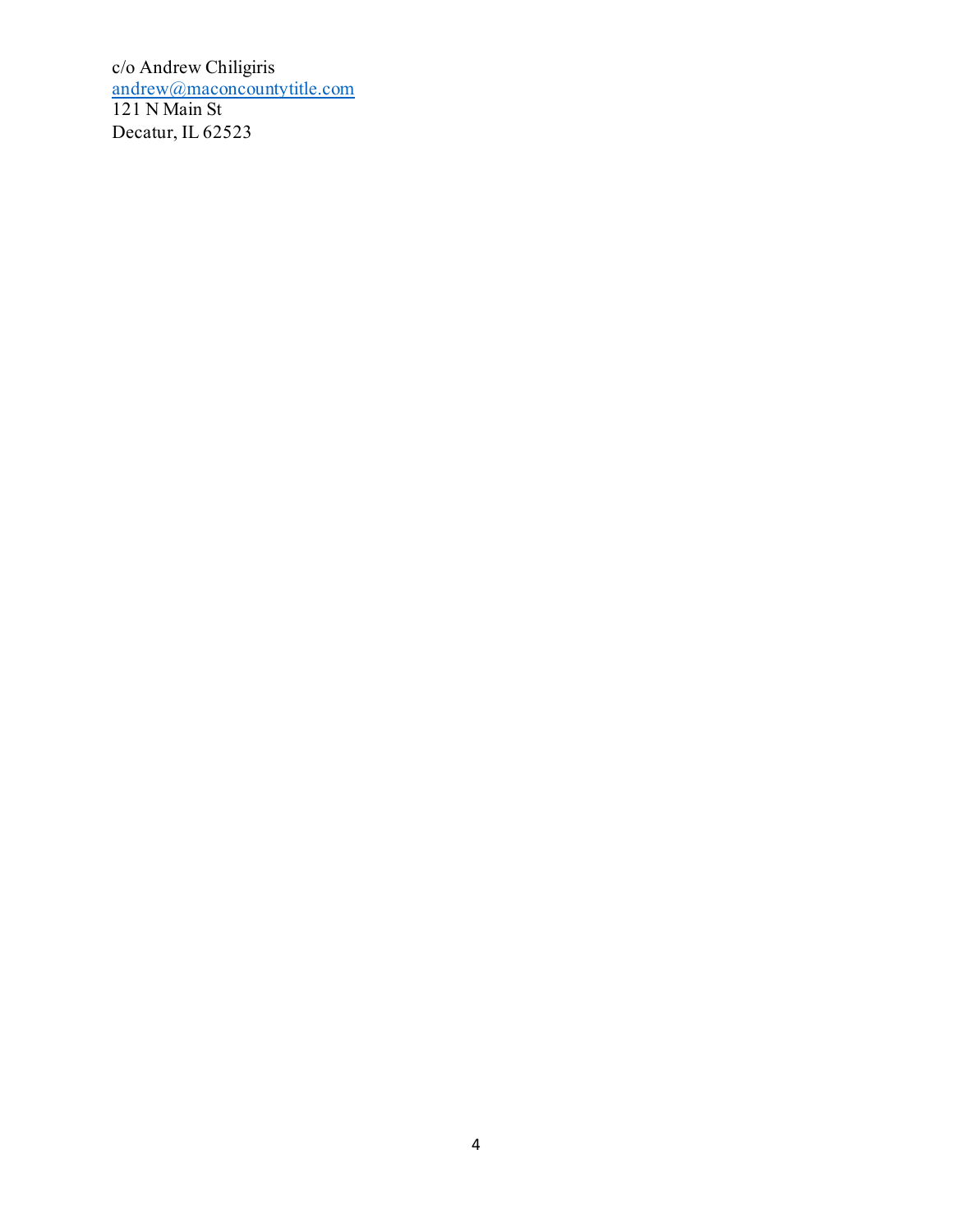c/o Andrew Chiligiris  
[andrew@maconcountytitle.com](mailto:andrew@maconcountytitle.com)  
121 N Main St  
Decatur, IL 62523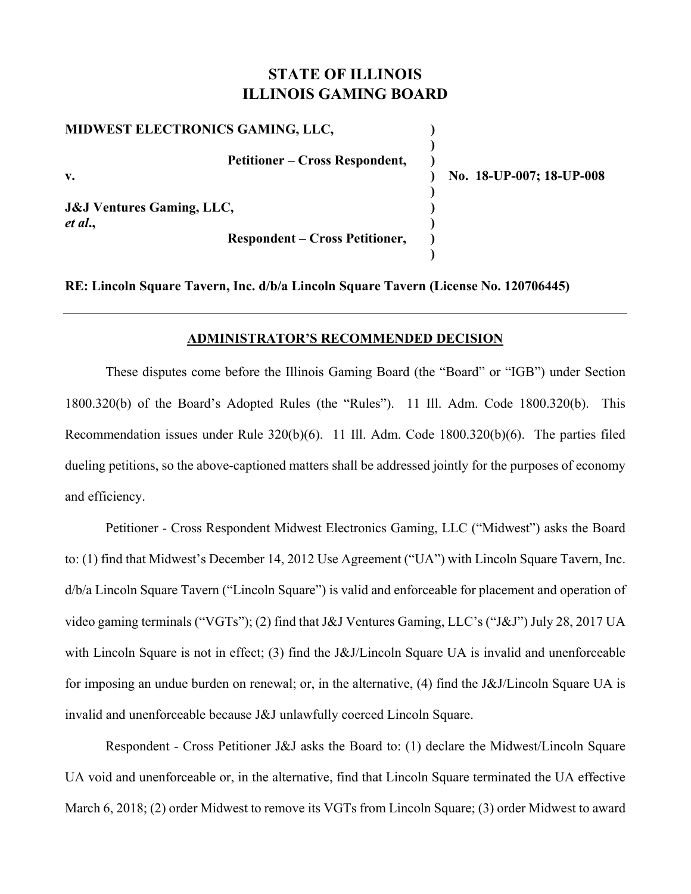# STATE OF ILLINOIS
# ILLINOIS GAMING BOARD

| | | |
|---|---|---|
| **MIDWEST ELECTRONICS GAMING, LLC,** | **)** | |
| **Petitioner – Cross Respondent,** | **)** | |
| **v.** | **)** | **No. 18-UP-007; 18-UP-008** |
| **J&J Ventures Gaming, LLC,** *et al.*, | **)** | |
| **Respondent – Cross Petitioner,** | **)** | |

**RE: Lincoln Square Tavern, Inc. d/b/a Lincoln Square Tavern (License No. 120706445)**

---

## ADMINISTRATOR'S RECOMMENDED DECISION

These disputes come before the Illinois Gaming Board (the "Board" or "IGB") under Section 1800.320(b) of the Board's Adopted Rules (the "Rules"). 11 Ill. Adm. Code 1800.320(b). This Recommendation issues under Rule 320(b)(6). 11 Ill. Adm. Code 1800.320(b)(6). The parties filed dueling petitions, so the above-captioned matters shall be addressed jointly for the purposes of economy and efficiency.

Petitioner - Cross Respondent Midwest Electronics Gaming, LLC ("Midwest") asks the Board to: (1) find that Midwest's December 14, 2012 Use Agreement ("UA") with Lincoln Square Tavern, Inc. d/b/a Lincoln Square Tavern ("Lincoln Square") is valid and enforceable for placement and operation of video gaming terminals ("VGTs"); (2) find that J&J Ventures Gaming, LLC's ("J&J") July 28, 2017 UA with Lincoln Square is not in effect; (3) find the J&J/Lincoln Square UA is invalid and unenforceable for imposing an undue burden on renewal; or, in the alternative, (4) find the J&J/Lincoln Square UA is invalid and unenforceable because J&J unlawfully coerced Lincoln Square.

Respondent - Cross Petitioner J&J asks the Board to: (1) declare the Midwest/Lincoln Square UA void and unenforceable or, in the alternative, find that Lincoln Square terminated the UA effective March 6, 2018; (2) order Midwest to remove its VGTs from Lincoln Square; (3) order Midwest to award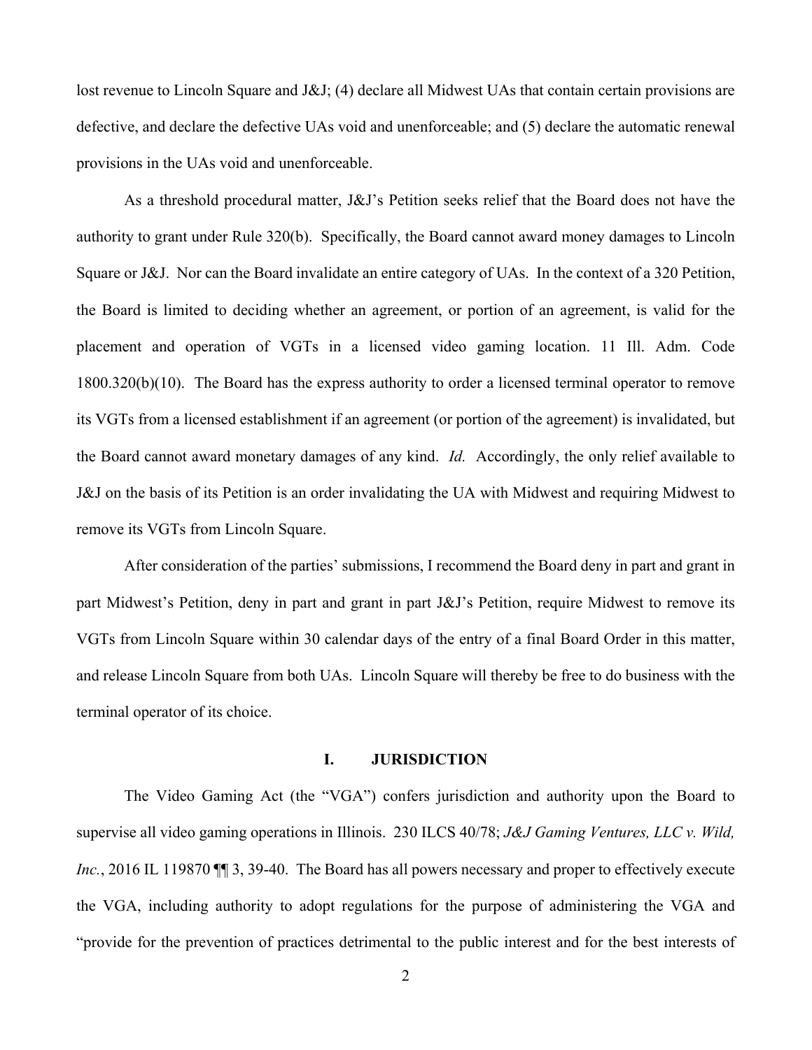lost revenue to Lincoln Square and J&J; (4) declare all Midwest UAs that contain certain provisions are defective, and declare the defective UAs void and unenforceable; and (5) declare the automatic renewal provisions in the UAs void and unenforceable.

As a threshold procedural matter, J&J's Petition seeks relief that the Board does not have the authority to grant under Rule 320(b). Specifically, the Board cannot award money damages to Lincoln Square or J&J. Nor can the Board invalidate an entire category of UAs. In the context of a 320 Petition, the Board is limited to deciding whether an agreement, or portion of an agreement, is valid for the placement and operation of VGTs in a licensed video gaming location. 11 Ill. Adm. Code 1800.320(b)(10). The Board has the express authority to order a licensed terminal operator to remove its VGTs from a licensed establishment if an agreement (or portion of the agreement) is invalidated, but the Board cannot award monetary damages of any kind. *Id.* Accordingly, the only relief available to J&J on the basis of its Petition is an order invalidating the UA with Midwest and requiring Midwest to remove its VGTs from Lincoln Square.

After consideration of the parties' submissions, I recommend the Board deny in part and grant in part Midwest's Petition, deny in part and grant in part J&J's Petition, require Midwest to remove its VGTs from Lincoln Square within 30 calendar days of the entry of a final Board Order in this matter, and release Lincoln Square from both UAs. Lincoln Square will thereby be free to do business with the terminal operator of its choice.

## I. JURISDICTION

The Video Gaming Act (the "VGA") confers jurisdiction and authority upon the Board to supervise all video gaming operations in Illinois. 230 ILCS 40/78; *J&J Gaming Ventures, LLC v. Wild, Inc.*, 2016 IL 119870 ¶¶ 3, 39-40. The Board has all powers necessary and proper to effectively execute the VGA, including authority to adopt regulations for the purpose of administering the VGA and "provide for the prevention of practices detrimental to the public interest and for the best interests of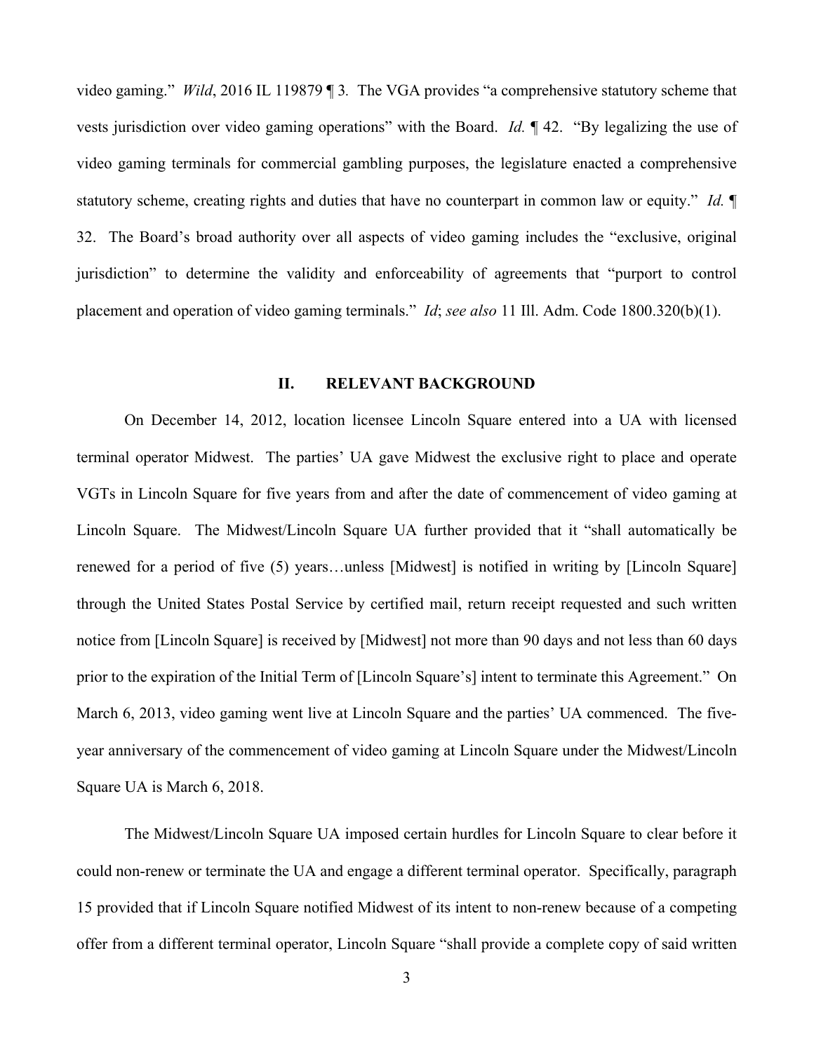video gaming." *Wild*, 2016 IL 119879 ¶ 3. The VGA provides "a comprehensive statutory scheme that vests jurisdiction over video gaming operations" with the Board. *Id.* ¶ 42. "By legalizing the use of video gaming terminals for commercial gambling purposes, the legislature enacted a comprehensive statutory scheme, creating rights and duties that have no counterpart in common law or equity." *Id.* ¶ 32. The Board's broad authority over all aspects of video gaming includes the "exclusive, original jurisdiction" to determine the validity and enforceability of agreements that "purport to control placement and operation of video gaming terminals." *Id*; *see also* 11 Ill. Adm. Code 1800.320(b)(1).

## II. RELEVANT BACKGROUND

On December 14, 2012, location licensee Lincoln Square entered into a UA with licensed terminal operator Midwest. The parties' UA gave Midwest the exclusive right to place and operate VGTs in Lincoln Square for five years from and after the date of commencement of video gaming at Lincoln Square. The Midwest/Lincoln Square UA further provided that it "shall automatically be renewed for a period of five (5) years…unless [Midwest] is notified in writing by [Lincoln Square] through the United States Postal Service by certified mail, return receipt requested and such written notice from [Lincoln Square] is received by [Midwest] not more than 90 days and not less than 60 days prior to the expiration of the Initial Term of [Lincoln Square's] intent to terminate this Agreement." On March 6, 2013, video gaming went live at Lincoln Square and the parties' UA commenced. The five-year anniversary of the commencement of video gaming at Lincoln Square under the Midwest/Lincoln Square UA is March 6, 2018.

The Midwest/Lincoln Square UA imposed certain hurdles for Lincoln Square to clear before it could non-renew or terminate the UA and engage a different terminal operator. Specifically, paragraph 15 provided that if Lincoln Square notified Midwest of its intent to non-renew because of a competing offer from a different terminal operator, Lincoln Square "shall provide a complete copy of said written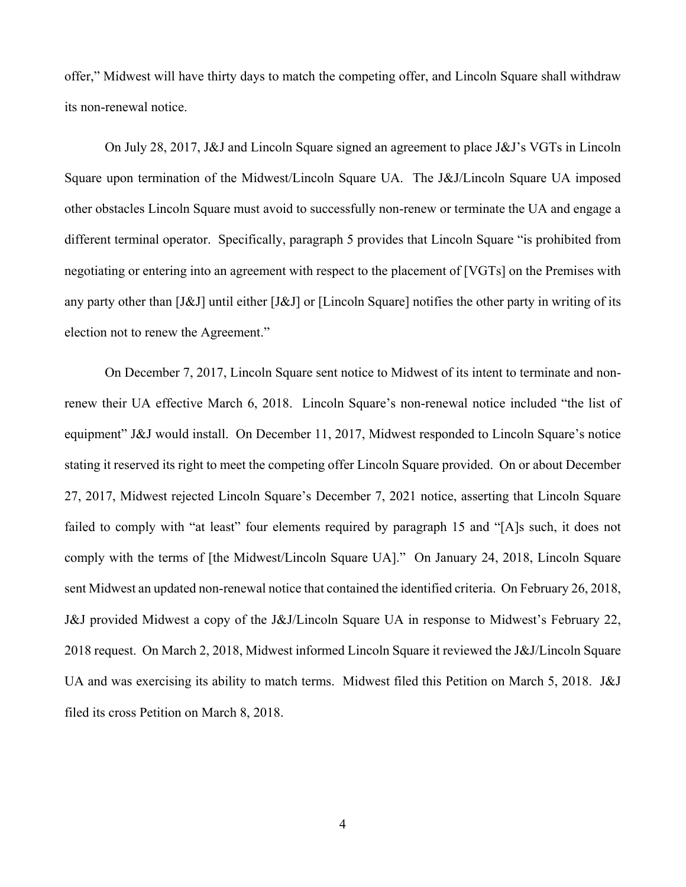offer," Midwest will have thirty days to match the competing offer, and Lincoln Square shall withdraw its non-renewal notice.

On July 28, 2017, J&J and Lincoln Square signed an agreement to place J&J's VGTs in Lincoln Square upon termination of the Midwest/Lincoln Square UA. The J&J/Lincoln Square UA imposed other obstacles Lincoln Square must avoid to successfully non-renew or terminate the UA and engage a different terminal operator. Specifically, paragraph 5 provides that Lincoln Square "is prohibited from negotiating or entering into an agreement with respect to the placement of [VGTs] on the Premises with any party other than [J&J] until either [J&J] or [Lincoln Square] notifies the other party in writing of its election not to renew the Agreement."

On December 7, 2017, Lincoln Square sent notice to Midwest of its intent to terminate and non-renew their UA effective March 6, 2018. Lincoln Square's non-renewal notice included "the list of equipment" J&J would install. On December 11, 2017, Midwest responded to Lincoln Square's notice stating it reserved its right to meet the competing offer Lincoln Square provided. On or about December 27, 2017, Midwest rejected Lincoln Square's December 7, 2021 notice, asserting that Lincoln Square failed to comply with "at least" four elements required by paragraph 15 and "[A]s such, it does not comply with the terms of [the Midwest/Lincoln Square UA]." On January 24, 2018, Lincoln Square sent Midwest an updated non-renewal notice that contained the identified criteria. On February 26, 2018, J&J provided Midwest a copy of the J&J/Lincoln Square UA in response to Midwest's February 22, 2018 request. On March 2, 2018, Midwest informed Lincoln Square it reviewed the J&J/Lincoln Square UA and was exercising its ability to match terms. Midwest filed this Petition on March 5, 2018. J&J filed its cross Petition on March 8, 2018.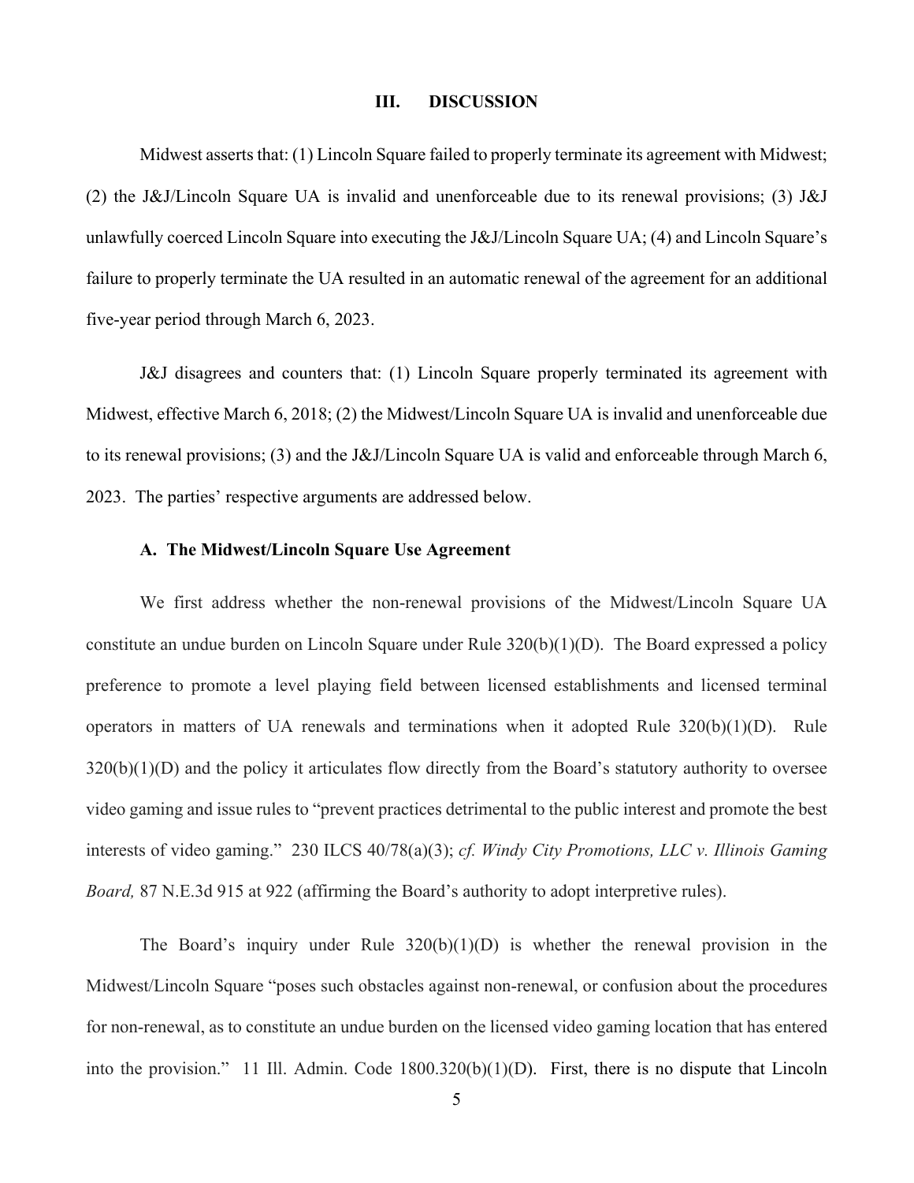## III. DISCUSSION

Midwest asserts that: (1) Lincoln Square failed to properly terminate its agreement with Midwest; (2) the J&J/Lincoln Square UA is invalid and unenforceable due to its renewal provisions; (3) J&J unlawfully coerced Lincoln Square into executing the J&J/Lincoln Square UA; (4) and Lincoln Square's failure to properly terminate the UA resulted in an automatic renewal of the agreement for an additional five-year period through March 6, 2023.

J&J disagrees and counters that: (1) Lincoln Square properly terminated its agreement with Midwest, effective March 6, 2018; (2) the Midwest/Lincoln Square UA is invalid and unenforceable due to its renewal provisions; (3) and the J&J/Lincoln Square UA is valid and enforceable through March 6, 2023. The parties' respective arguments are addressed below.

### A. The Midwest/Lincoln Square Use Agreement

We first address whether the non-renewal provisions of the Midwest/Lincoln Square UA constitute an undue burden on Lincoln Square under Rule 320(b)(1)(D). The Board expressed a policy preference to promote a level playing field between licensed establishments and licensed terminal operators in matters of UA renewals and terminations when it adopted Rule 320(b)(1)(D). Rule 320(b)(1)(D) and the policy it articulates flow directly from the Board's statutory authority to oversee video gaming and issue rules to "prevent practices detrimental to the public interest and promote the best interests of video gaming." 230 ILCS 40/78(a)(3); *cf. Windy City Promotions, LLC v. Illinois Gaming Board,* 87 N.E.3d 915 at 922 (affirming the Board's authority to adopt interpretive rules).

The Board's inquiry under Rule 320(b)(1)(D) is whether the renewal provision in the Midwest/Lincoln Square "poses such obstacles against non-renewal, or confusion about the procedures for non-renewal, as to constitute an undue burden on the licensed video gaming location that has entered into the provision." 11 Ill. Admin. Code 1800.320(b)(1)(D). First, there is no dispute that Lincoln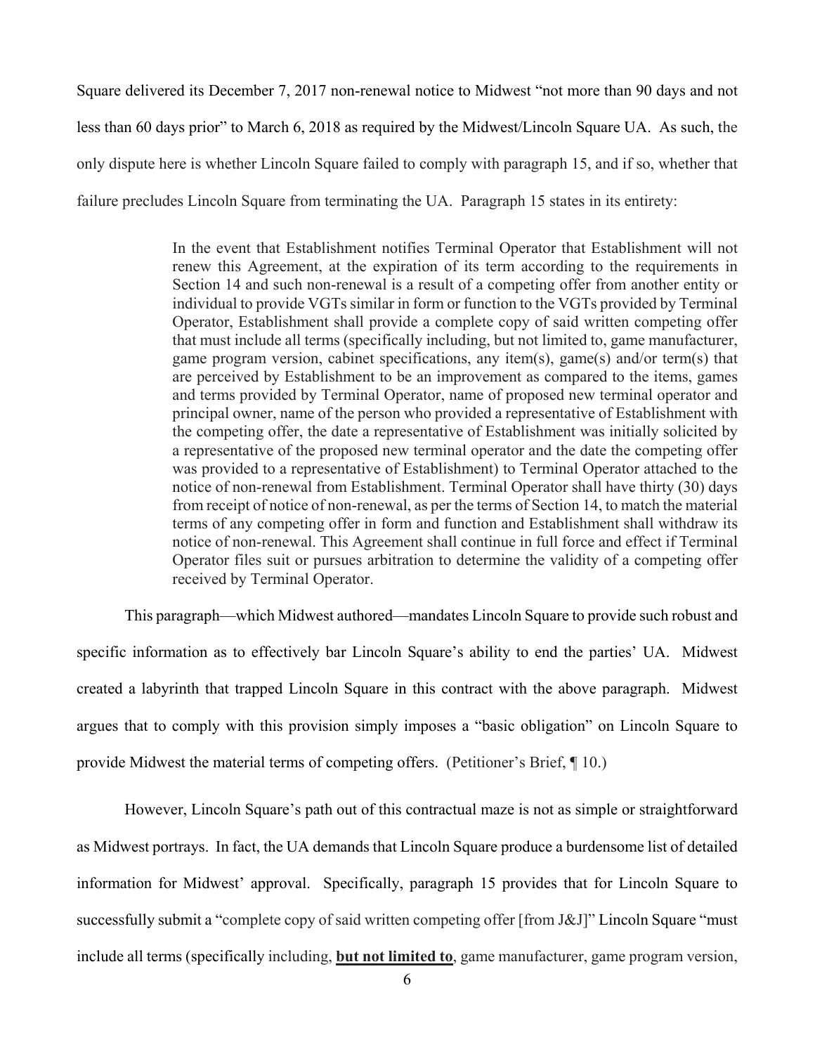Square delivered its December 7, 2017 non-renewal notice to Midwest "not more than 90 days and not less than 60 days prior" to March 6, 2018 as required by the Midwest/Lincoln Square UA. As such, the only dispute here is whether Lincoln Square failed to comply with paragraph 15, and if so, whether that failure precludes Lincoln Square from terminating the UA. Paragraph 15 states in its entirety:

> In the event that Establishment notifies Terminal Operator that Establishment will not renew this Agreement, at the expiration of its term according to the requirements in Section 14 and such non-renewal is a result of a competing offer from another entity or individual to provide VGTs similar in form or function to the VGTs provided by Terminal Operator, Establishment shall provide a complete copy of said written competing offer that must include all terms (specifically including, but not limited to, game manufacturer, game program version, cabinet specifications, any item(s), game(s) and/or term(s) that are perceived by Establishment to be an improvement as compared to the items, games and terms provided by Terminal Operator, name of proposed new terminal operator and principal owner, name of the person who provided a representative of Establishment with the competing offer, the date a representative of Establishment was initially solicited by a representative of the proposed new terminal operator and the date the competing offer was provided to a representative of Establishment) to Terminal Operator attached to the notice of non-renewal from Establishment. Terminal Operator shall have thirty (30) days from receipt of notice of non-renewal, as per the terms of Section 14, to match the material terms of any competing offer in form and function and Establishment shall withdraw its notice of non-renewal. This Agreement shall continue in full force and effect if Terminal Operator files suit or pursues arbitration to determine the validity of a competing offer received by Terminal Operator.

This paragraph—which Midwest authored—mandates Lincoln Square to provide such robust and specific information as to effectively bar Lincoln Square's ability to end the parties' UA. Midwest created a labyrinth that trapped Lincoln Square in this contract with the above paragraph. Midwest argues that to comply with this provision simply imposes a "basic obligation" on Lincoln Square to provide Midwest the material terms of competing offers. (Petitioner's Brief, ¶ 10.)

However, Lincoln Square's path out of this contractual maze is not as simple or straightforward as Midwest portrays. In fact, the UA demands that Lincoln Square produce a burdensome list of detailed information for Midwest' approval. Specifically, paragraph 15 provides that for Lincoln Square to successfully submit a "complete copy of said written competing offer [from J&J]" Lincoln Square "must include all terms (specifically including, **<u>but not limited to</u>**, game manufacturer, game program version,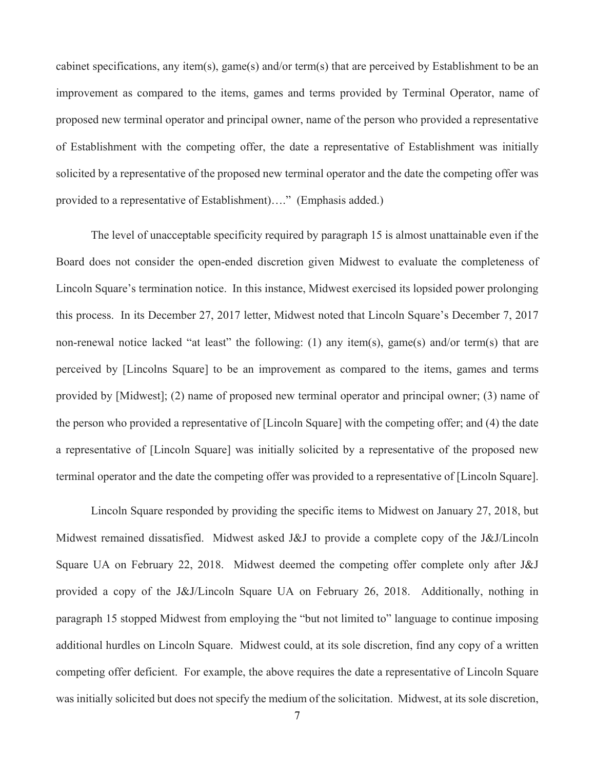cabinet specifications, any item(s), game(s) and/or term(s) that are perceived by Establishment to be an improvement as compared to the items, games and terms provided by Terminal Operator, name of proposed new terminal operator and principal owner, name of the person who provided a representative of Establishment with the competing offer, the date a representative of Establishment was initially solicited by a representative of the proposed new terminal operator and the date the competing offer was provided to a representative of Establishment)…." (Emphasis added.)

The level of unacceptable specificity required by paragraph 15 is almost unattainable even if the Board does not consider the open-ended discretion given Midwest to evaluate the completeness of Lincoln Square's termination notice. In this instance, Midwest exercised its lopsided power prolonging this process. In its December 27, 2017 letter, Midwest noted that Lincoln Square's December 7, 2017 non-renewal notice lacked "at least" the following: (1) any item(s), game(s) and/or term(s) that are perceived by [Lincolns Square] to be an improvement as compared to the items, games and terms provided by [Midwest]; (2) name of proposed new terminal operator and principal owner; (3) name of the person who provided a representative of [Lincoln Square] with the competing offer; and (4) the date a representative of [Lincoln Square] was initially solicited by a representative of the proposed new terminal operator and the date the competing offer was provided to a representative of [Lincoln Square].

Lincoln Square responded by providing the specific items to Midwest on January 27, 2018, but Midwest remained dissatisfied. Midwest asked J&J to provide a complete copy of the J&J/Lincoln Square UA on February 22, 2018. Midwest deemed the competing offer complete only after J&J provided a copy of the J&J/Lincoln Square UA on February 26, 2018. Additionally, nothing in paragraph 15 stopped Midwest from employing the "but not limited to" language to continue imposing additional hurdles on Lincoln Square. Midwest could, at its sole discretion, find any copy of a written competing offer deficient. For example, the above requires the date a representative of Lincoln Square was initially solicited but does not specify the medium of the solicitation. Midwest, at its sole discretion,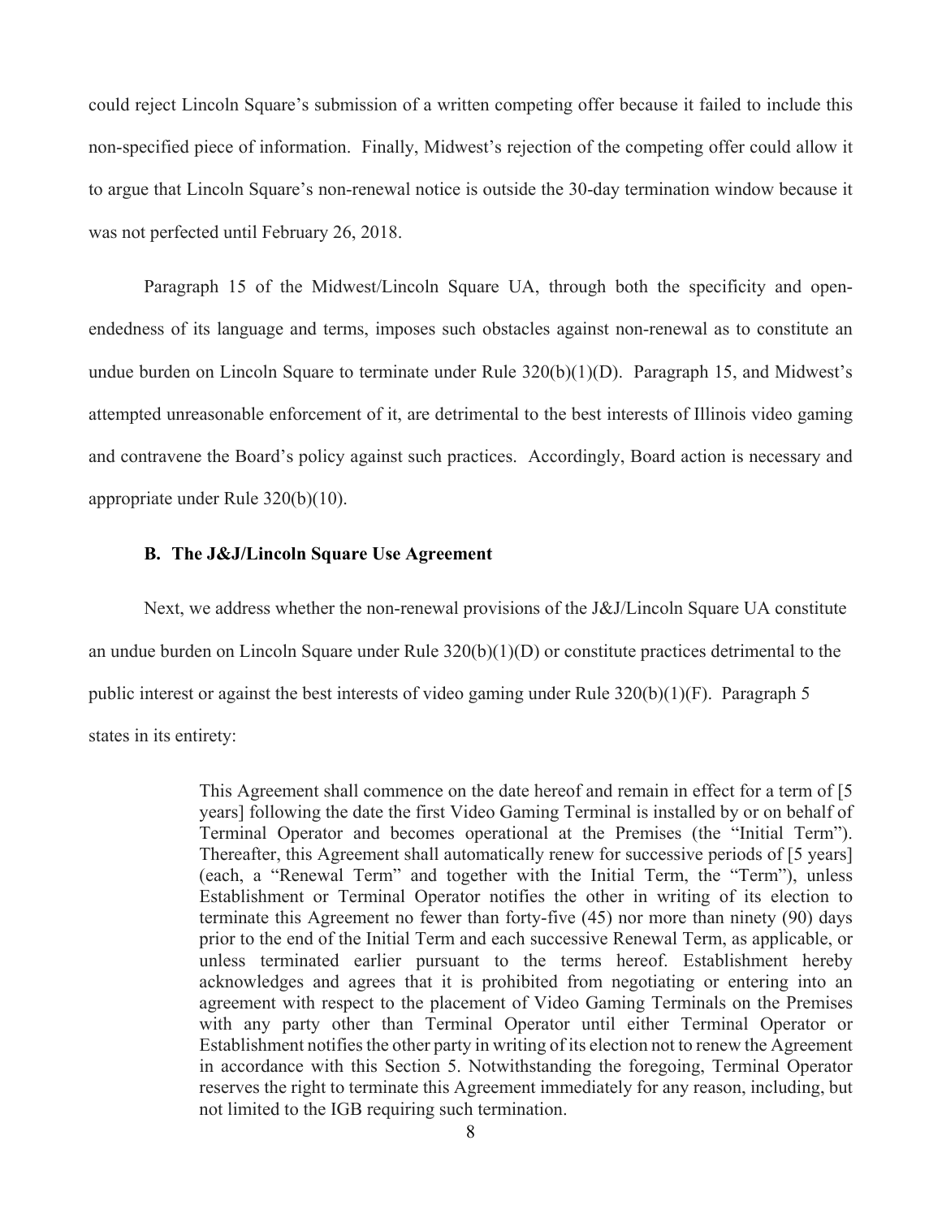could reject Lincoln Square's submission of a written competing offer because it failed to include this non-specified piece of information. Finally, Midwest's rejection of the competing offer could allow it to argue that Lincoln Square's non-renewal notice is outside the 30-day termination window because it was not perfected until February 26, 2018.

Paragraph 15 of the Midwest/Lincoln Square UA, through both the specificity and open-endedness of its language and terms, imposes such obstacles against non-renewal as to constitute an undue burden on Lincoln Square to terminate under Rule 320(b)(1)(D). Paragraph 15, and Midwest's attempted unreasonable enforcement of it, are detrimental to the best interests of Illinois video gaming and contravene the Board's policy against such practices. Accordingly, Board action is necessary and appropriate under Rule 320(b)(10).

### B. The J&J/Lincoln Square Use Agreement

Next, we address whether the non-renewal provisions of the J&J/Lincoln Square UA constitute an undue burden on Lincoln Square under Rule 320(b)(1)(D) or constitute practices detrimental to the public interest or against the best interests of video gaming under Rule 320(b)(1)(F). Paragraph 5 states in its entirety:

> This Agreement shall commence on the date hereof and remain in effect for a term of [5 years] following the date the first Video Gaming Terminal is installed by or on behalf of Terminal Operator and becomes operational at the Premises (the "Initial Term"). Thereafter, this Agreement shall automatically renew for successive periods of [5 years] (each, a "Renewal Term" and together with the Initial Term, the "Term"), unless Establishment or Terminal Operator notifies the other in writing of its election to terminate this Agreement no fewer than forty-five (45) nor more than ninety (90) days prior to the end of the Initial Term and each successive Renewal Term, as applicable, or unless terminated earlier pursuant to the terms hereof. Establishment hereby acknowledges and agrees that it is prohibited from negotiating or entering into an agreement with respect to the placement of Video Gaming Terminals on the Premises with any party other than Terminal Operator until either Terminal Operator or Establishment notifies the other party in writing of its election not to renew the Agreement in accordance with this Section 5. Notwithstanding the foregoing, Terminal Operator reserves the right to terminate this Agreement immediately for any reason, including, but not limited to the IGB requiring such termination.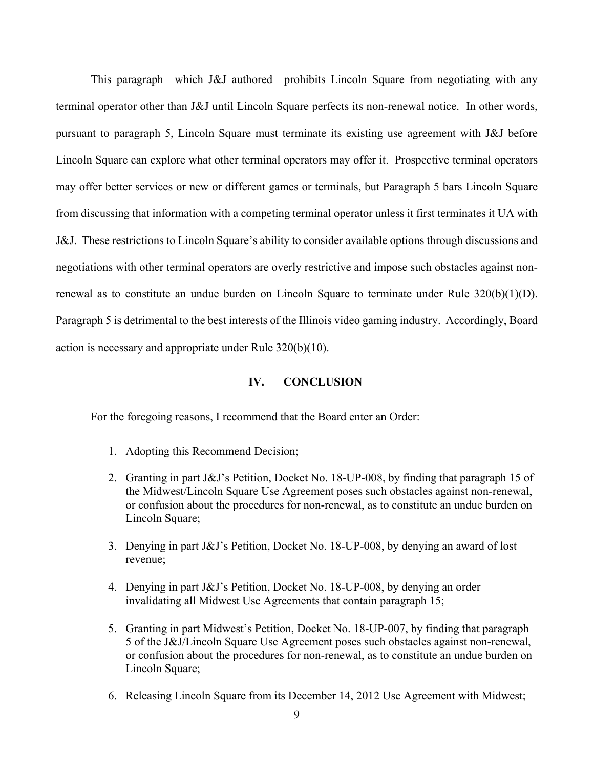This paragraph—which J&J authored—prohibits Lincoln Square from negotiating with any terminal operator other than J&J until Lincoln Square perfects its non-renewal notice. In other words, pursuant to paragraph 5, Lincoln Square must terminate its existing use agreement with J&J before Lincoln Square can explore what other terminal operators may offer it. Prospective terminal operators may offer better services or new or different games or terminals, but Paragraph 5 bars Lincoln Square from discussing that information with a competing terminal operator unless it first terminates it UA with J&J. These restrictions to Lincoln Square's ability to consider available options through discussions and negotiations with other terminal operators are overly restrictive and impose such obstacles against non-renewal as to constitute an undue burden on Lincoln Square to terminate under Rule 320(b)(1)(D). Paragraph 5 is detrimental to the best interests of the Illinois video gaming industry. Accordingly, Board action is necessary and appropriate under Rule 320(b)(10).

## IV. CONCLUSION

For the foregoing reasons, I recommend that the Board enter an Order:

1. Adopting this Recommend Decision;
2. Granting in part J&J's Petition, Docket No. 18-UP-008, by finding that paragraph 15 of the Midwest/Lincoln Square Use Agreement poses such obstacles against non-renewal, or confusion about the procedures for non-renewal, as to constitute an undue burden on Lincoln Square;
3. Denying in part J&J's Petition, Docket No. 18-UP-008, by denying an award of lost revenue;
4. Denying in part J&J's Petition, Docket No. 18-UP-008, by denying an order invalidating all Midwest Use Agreements that contain paragraph 15;
5. Granting in part Midwest's Petition, Docket No. 18-UP-007, by finding that paragraph 5 of the J&J/Lincoln Square Use Agreement poses such obstacles against non-renewal, or confusion about the procedures for non-renewal, as to constitute an undue burden on Lincoln Square;
6. Releasing Lincoln Square from its December 14, 2012 Use Agreement with Midwest;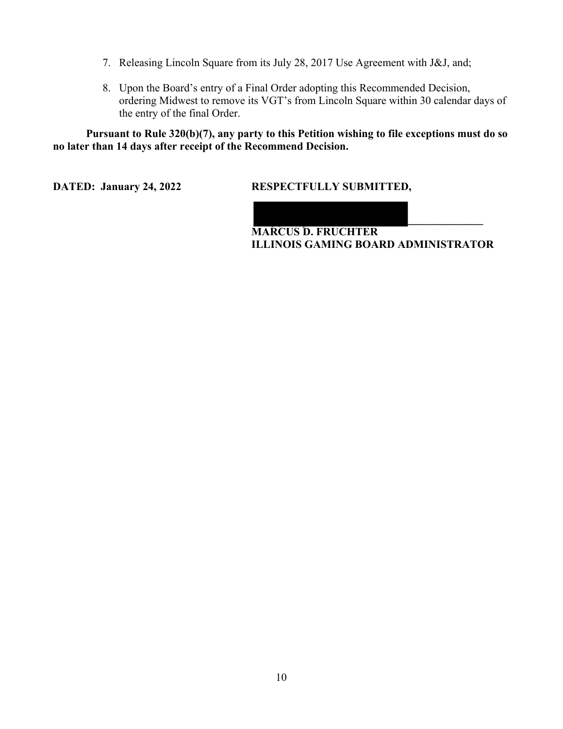7. Releasing Lincoln Square from its July 28, 2017 Use Agreement with J&J, and;

8. Upon the Board's entry of a Final Order adopting this Recommended Decision, ordering Midwest to remove its VGT's from Lincoln Square within 30 calendar days of the entry of the final Order.

**Pursuant to Rule 320(b)(7), any party to this Petition wishing to file exceptions must do so no later than 14 days after receipt of the Recommend Decision.**

**DATED: January 24, 2022**

**RESPECTFULLY SUBMITTED,**

**MARCUS D. FRUCHTER**
**ILLINOIS GAMING BOARD ADMINISTRATOR**